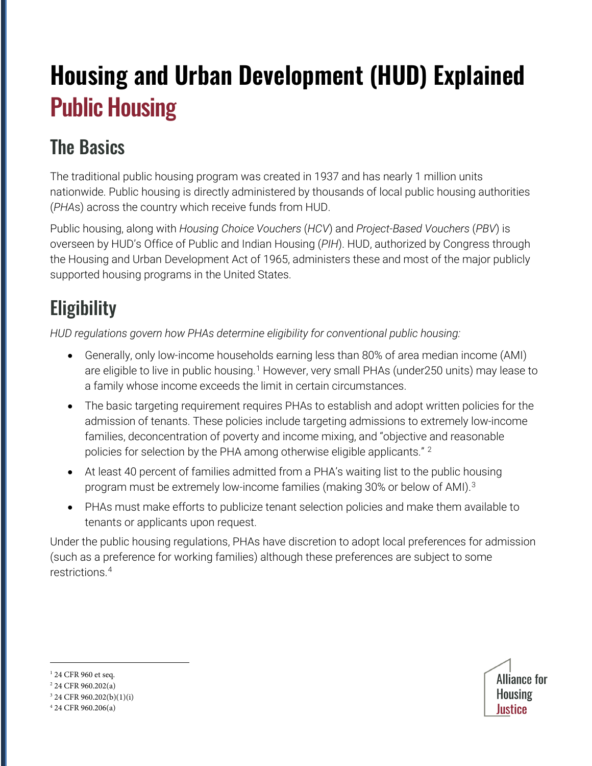# Housing and Urban Development (HUD) Explained

## Public Housing

## The Basics

The traditional public housing program was created in 1937 and has nearly 1 million units nationwide. Public housing is directly administered by thousands of local public housing authorities (*PHA*s) across the country which receive funds from HUD.

Public housing, along with *Housing Choice Vouchers* (*HCV*) and *Project-Based Vouchers* (*PBV*) is overseen by HUD's Office of Public and Indian Housing (*PIH*). HUD, authorized by Congress through the Housing and Urban Development Act of 1965, administers these and most of the major publicly supported housing programs in the United States.

## Eligibility

*HUD regulations govern how PHAs determine eligibility for conventional public housing:*

- Generally, only low-income households earning less than 80% of area median income (AMI) are eligible to live in public housing.[1] However, very small PHAs (under250 units) may lease to a family whose income exceeds the limit in certain circumstances.
- The basic targeting requirement requires PHAs to establish and adopt written policies for the admission of tenants. These policies include targeting admissions to extremely low-income families, deconcentration of poverty and income mixing, and "objective and reasonable policies for selection by the PHA among otherwise eligible applicants." [2]
- At least 40 percent of families admitted from a PHA's waiting list to the public housing program must be extremely low-income families (making 30% or below of AMI).[3]
- PHAs must make efforts to publicize tenant selection policies and make them available to tenants or applicants upon request.

Under the public housing regulations, PHAs have discretion to adopt local preferences for admission (such as a preference for working families) although these preferences are subject to some restrictions.[4]

---

[1] 24 CFR 960 et seq.

[2] 24 CFR 960.202(a)

[3] 24 CFR 960.202(b)(1)(i)

[4] 24 CFR 960.206(a)

Alliance for Housing Justice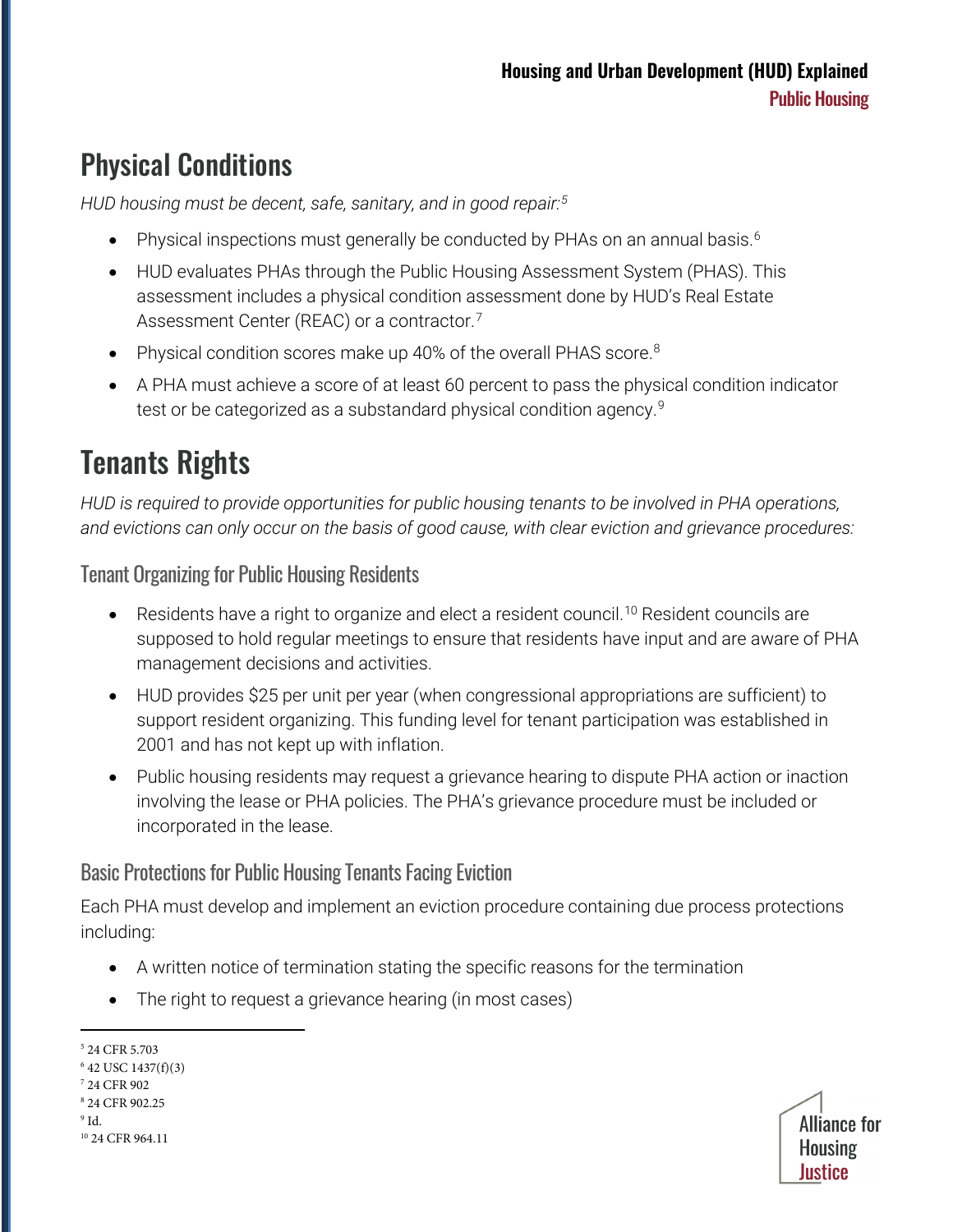# Physical Conditions

*HUD housing must be decent, safe, sanitary, and in good repair:*[5]

- Physical inspections must generally be conducted by PHAs on an annual basis.[6]
- HUD evaluates PHAs through the Public Housing Assessment System (PHAS). This assessment includes a physical condition assessment done by HUD's Real Estate Assessment Center (REAC) or a contractor.[7]
- Physical condition scores make up 40% of the overall PHAS score.[8]
- A PHA must achieve a score of at least 60 percent to pass the physical condition indicator test or be categorized as a substandard physical condition agency.[9]

# Tenants Rights

*HUD is required to provide opportunities for public housing tenants to be involved in PHA operations, and evictions can only occur on the basis of good cause, with clear eviction and grievance procedures:*

## Tenant Organizing for Public Housing Residents

- Residents have a right to organize and elect a resident council.[10] Resident councils are supposed to hold regular meetings to ensure that residents have input and are aware of PHA management decisions and activities.
- HUD provides $25 per unit per year (when congressional appropriations are sufficient) to support resident organizing. This funding level for tenant participation was established in 2001 and has not kept up with inflation.
- Public housing residents may request a grievance hearing to dispute PHA action or inaction involving the lease or PHA policies. The PHA's grievance procedure must be included or incorporated in the lease.

## Basic Protections for Public Housing Tenants Facing Eviction

Each PHA must develop and implement an eviction procedure containing due process protections including:

- A written notice of termination stating the specific reasons for the termination
- The right to request a grievance hearing (in most cases)

---

[5] 24 CFR 5.703
[6] 42 USC 1437(f)(3)
[7] 24 CFR 902
[8] 24 CFR 902.25
[9] Id.
[10] 24 CFR 964.11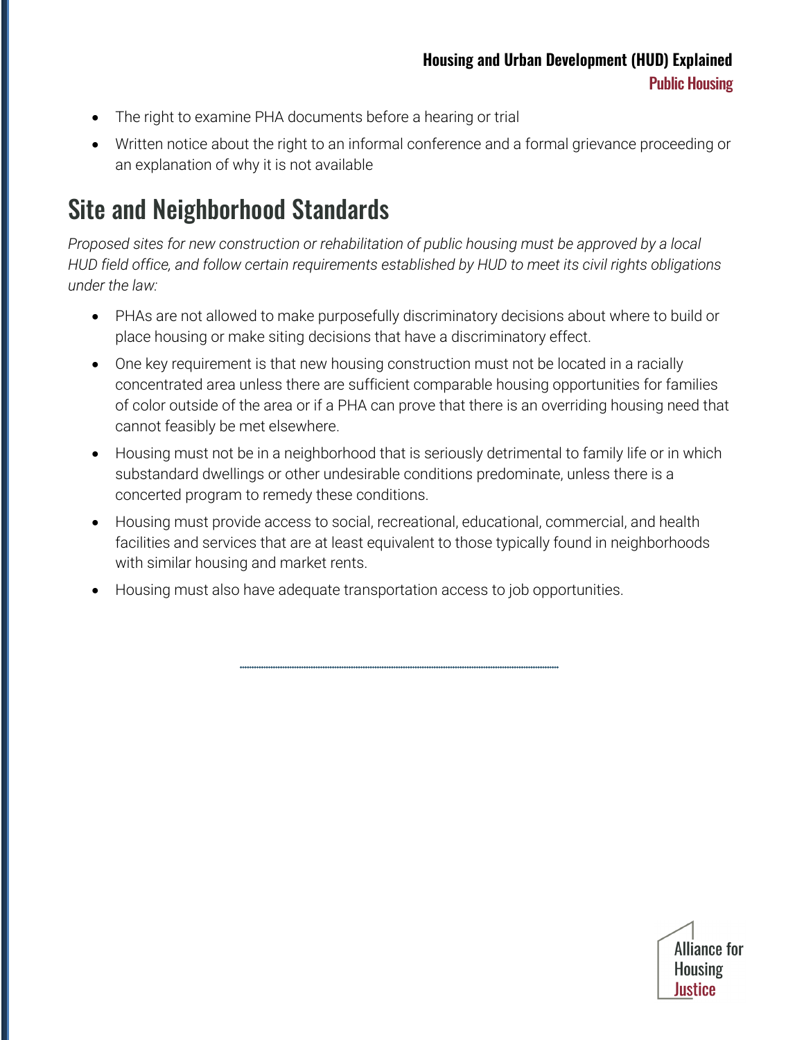- The right to examine PHA documents before a hearing or trial
- Written notice about the right to an informal conference and a formal grievance proceeding or an explanation of why it is not available

## Site and Neighborhood Standards

*Proposed sites for new construction or rehabilitation of public housing must be approved by a local HUD field office, and follow certain requirements established by HUD to meet its civil rights obligations under the law:*

- PHAs are not allowed to make purposefully discriminatory decisions about where to build or place housing or make siting decisions that have a discriminatory effect.
- One key requirement is that new housing construction must not be located in a racially concentrated area unless there are sufficient comparable housing opportunities for families of color outside of the area or if a PHA can prove that there is an overriding housing need that cannot feasibly be met elsewhere.
- Housing must not be in a neighborhood that is seriously detrimental to family life or in which substandard dwellings or other undesirable conditions predominate, unless there is a concerted program to remedy these conditions.
- Housing must provide access to social, recreational, educational, commercial, and health facilities and services that are at least equivalent to those typically found in neighborhoods with similar housing and market rents.
- Housing must also have adequate transportation access to job opportunities.